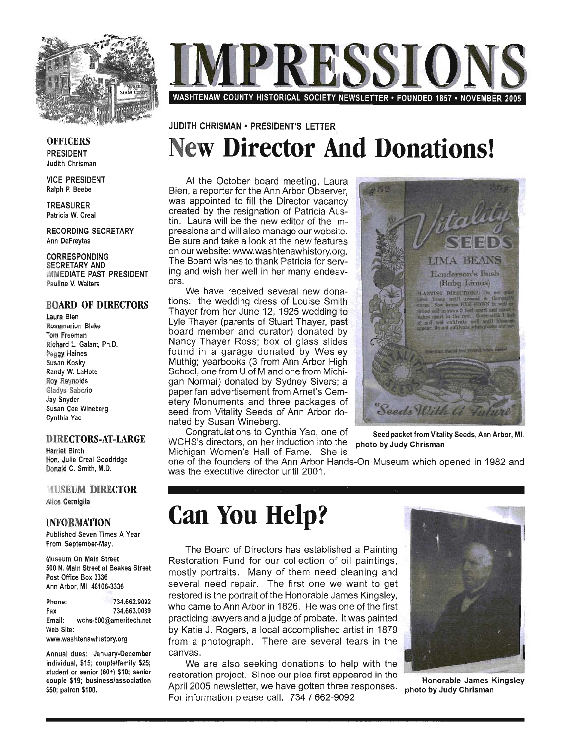# IMPRESSIONS

WASHTENAW COUNTY HISTORICAL SOCIETY NEWSLETTER • FOUNDED 1857 • NOVEMBER 2005

**OFFICERS**

PRESIDENT
Judith Chrisman

VICE PRESIDENT
Ralph P. Beebe

TREASURER
Patricia W. Creal

RECORDING SECRETARY
Ann DeFreytas

CORRESPONDING SECRETARY AND IMMEDIATE PAST PRESIDENT
Pauline V. Walters

**BOARD OF DIRECTORS**

Laura Bien
Rosemarion Blake
Tom Freeman
Richard L. Galant, Ph.D.
Peggy Haines
Susan Kosky
Randy W. LaHote
Roy Reynolds
Gladys Saborio
Jay Snyder
Susan Cee Wineberg
Cynthia Yao

**DIRECTORS-AT-LARGE**

Harriet Birch
Hon. Julie Creal Goodridge
Donald C. Smith, M.D.

**MUSEUM DIRECTOR**

Alice Cerniglia

**INFORMATION**

Published Seven Times A Year From September-May.

Museum On Main Street
500 N. Main Street at Beakes Street
Post Office Box 3336
Ann Arbor, MI 48106-3336

Phone: 734.662.9092
Fax 734.663.0039
Email: wchs-500@ameritech.net
Web Site: www.washtenawhistory.org

Annual dues: January-December individual, $15; couple/family $25; student or senior (60+) $10; senior couple $19; business/association $50; patron $100.

JUDITH CHRISMAN • PRESIDENT'S LETTER

## New Director And Donations!

At the October board meeting, Laura Bien, a reporter for the Ann Arbor Observer, was appointed to fill the Director vacancy created by the resignation of Patricia Austin. Laura will be the new editor of the Impressions and will also manage our website. Be sure and take a look at the new features on our website: www.washtenawhistory.org. The Board wishes to thank Patricia for serving and wish her well in her many endeavors.

We have received several new donations: the wedding dress of Louise Smith Thayer from her June 12, 1925 wedding to Lyle Thayer (parents of Stuart Thayer, past board member and curator) donated by Nancy Thayer Ross; box of glass slides found in a garage donated by Wesley Muthig; yearbooks (3 from Ann Arbor High School, one from U of M and one from Michigan Normal) donated by Sydney Sivers; a paper fan advertisement from Arnet's Cemetery Monuments and three packages of seed from Vitality Seeds of Ann Arbor donated by Susan Wineberg.

Congratulations to Cynthia Yao, one of WCHS's directors, on her induction into the Michigan Women's Hall of Fame. She is one of the founders of the Ann Arbor Hands-On Museum which opened in 1982 and was the executive director until 2001.

Seed packet from Vitality Seeds, Ann Arbor, MI.
photo by Judy Chrisman

## Can You Help?

The Board of Directors has established a Painting Restoration Fund for our collection of oil paintings, mostly portraits. Many of them need cleaning and several need repair. The first one we want to get restored is the portrait of the Honorable James Kingsley, who came to Ann Arbor in 1826. He was one of the first practicing lawyers and a judge of probate. It was painted by Katie J. Rogers, a local accomplished artist in 1879 from a photograph. There are several tears in the canvas.

We are also seeking donations to help with the restoration project. Since our plea first appeared in the April 2005 newsletter, we have gotten three responses. For information please call: 734 / 662-9092

Honorable James Kingsley
photo by Judy Chrisman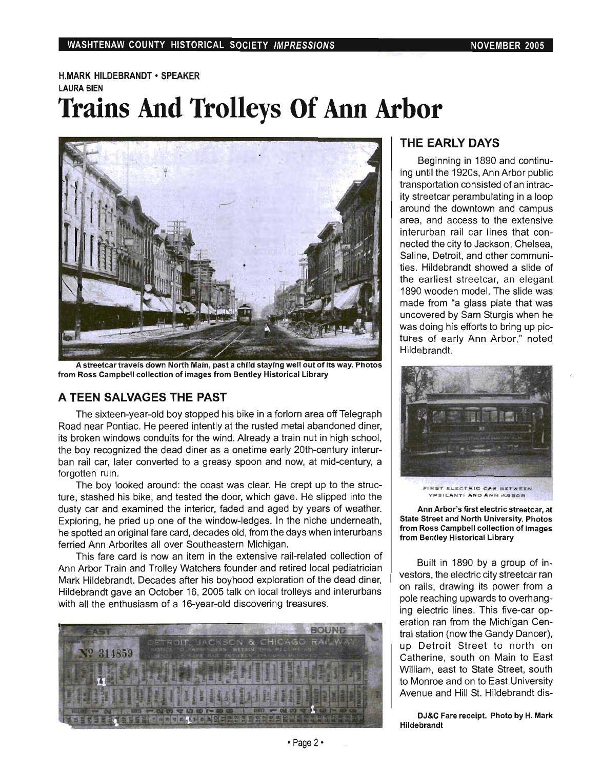H.MARK HILDEBRANDT • SPEAKER

LAURA BIEN

# Trains And Trolleys Of Ann Arbor

A streetcar travels down North Main, past a child staying well out of its way. Photos from Ross Campbell collection of images from Bentley Historical Library

## A TEEN SALVAGES THE PAST

The sixteen-year-old boy stopped his bike in a forlorn area off Telegraph Road near Pontiac. He peered intently at the rusted metal abandoned diner, its broken windows conduits for the wind. Already a train nut in high school, the boy recognized the dead diner as a onetime early 20th-century interurban rail car, later converted to a greasy spoon and now, at mid-century, a forgotten ruin.

The boy looked around: the coast was clear. He crept up to the structure, stashed his bike, and tested the door, which gave. He slipped into the dusty car and examined the interior, faded and aged by years of weather. Exploring, he pried up one of the window-ledges. In the niche underneath, he spotted an original fare card, decades old, from the days when interurbans ferried Ann Arborites all over Southeastern Michigan.

This fare card is now an item in the extensive rail-related collection of Ann Arbor Train and Trolley Watchers founder and retired local pediatrician Mark Hildebrandt. Decades after his boyhood exploration of the dead diner, Hildebrandt gave an October 16, 2005 talk on local trolleys and interurbans with all the enthusiasm of a 16-year-old discovering treasures.

DJ&C Fare receipt. Photo by H. Mark Hildebrandt

## THE EARLY DAYS

Beginning in 1890 and continuing until the 1920s, Ann Arbor public transportation consisted of an intracity streetcar perambulating in a loop around the downtown and campus area, and access to the extensive interurban rail car lines that connected the city to Jackson, Chelsea, Saline, Detroit, and other communities. Hildebrandt showed a slide of the earliest streetcar, an elegant 1890 wooden model. The slide was made from "a glass plate that was uncovered by Sam Sturgis when he was doing his efforts to bring up pictures of early Ann Arbor," noted Hildebrandt.

Ann Arbor's first electric streetcar, at State Street and North University. Photos from Ross Campbell collection of images from Bentley Historical Library

Built in 1890 by a group of investors, the electric city streetcar ran on rails, drawing its power from a pole reaching upwards to overhanging electric lines. This five-car operation ran from the Michigan Central station (now the Gandy Dancer), up Detroit Street to north on Catherine, south on Main to East William, east to State Street, south to Monroe and on to East University Avenue and Hill St. Hildebrandt dis-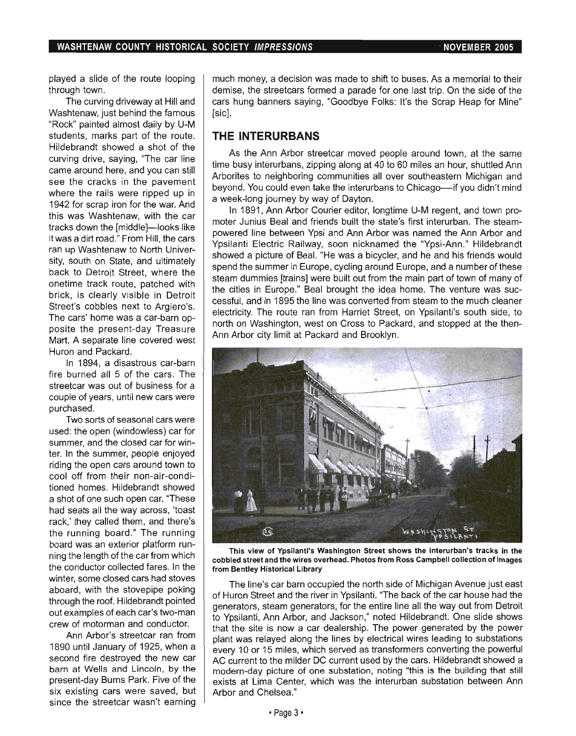played a slide of the route looping through town.

The curving driveway at Hill and Washtenaw, just behind the famous "Rock" painted almost daily by U-M students, marks part of the route. Hildebrandt showed a shot of the curving drive, saying, "The car line came around here, and you can still see the cracks in the pavement where the rails were ripped up in 1942 for scrap iron for the war. And this was Washtenaw, with the car tracks down the [middle]—looks like it was a dirt road." From Hill, the cars ran up Washtenaw to North University, south on State, and ultimately back to Detroit Street, where the onetime track route, patched with brick, is clearly visible in Detroit Street's cobbles next to Argiero's. The cars' home was a car-barn opposite the present-day Treasure Mart. A separate line covered west Huron and Packard.

In 1894, a disastrous car-barn fire burned all 5 of the cars. The streetcar was out of business for a couple of years, until new cars were purchased.

Two sorts of seasonal cars were used: the open (windowless) car for summer, and the closed car for winter. In the summer, people enjoyed riding the open cars around town to cool off from their non-air-conditioned homes. Hildebrandt showed a shot of one such open car. "These had seats all the way across, 'toast rack,' they called them, and there's the running board." The running board was an exterior platform running the length of the car from which the conductor collected fares. In the winter, some closed cars had stoves aboard, with the stovepipe poking through the roof. Hildebrandt pointed out examples of each car's two-man crew of motorman and conductor.

Ann Arbor's streetcar ran from 1890 until January of 1925, when a second fire destroyed the new car barn at Wells and Lincoln, by the present-day Burns Park. Five of the six existing cars were saved, but since the streetcar wasn't earning much money, a decision was made to shift to buses. As a memorial to their demise, the streetcars formed a parade for one last trip. On the side of the cars hung banners saying, "Goodbye Folks: It's the Scrap Heap for Mine" [sic].

## THE INTERURBANS

As the Ann Arbor streetcar moved people around town, at the same time busy interurbans, zipping along at 40 to 60 miles an hour, shuttled Ann Arborites to neighboring communities all over southeastern Michigan and beyond. You could even take the interurbans to Chicago—if you didn't mind a week-long journey by way of Dayton.

In 1891, Ann Arbor Courier editor, longtime U-M regent, and town promoter Junius Beal and friends built the state's first interurban. The steam-powered line between Ypsi and Ann Arbor was named the Ann Arbor and Ypsilanti Electric Railway, soon nicknamed the "Ypsi-Ann." Hildebrandt showed a picture of Beal. "He was a bicycler, and he and his friends would spend the summer in Europe, cycling around Europe, and a number of these steam dummies [trains] were built out from the main part of town of many of the cities in Europe." Beal brought the idea home. The venture was successful, and in 1895 the line was converted from steam to the much cleaner electricity. The route ran from Harriet Street, on Ypsilanti's south side, to north on Washington, west on Cross to Packard, and stopped at the then-Ann Arbor city limit at Packard and Brooklyn.

**This view of Ypsilanti's Washington Street shows the interurban's tracks in the cobbled street and the wires overhead. Photos from Ross Campbell collection of images from Bentley Historical Library**

The line's car barn occupied the north side of Michigan Avenue just east of Huron Street and the river in Ypsilanti. "The back of the car house had the generators, steam generators, for the entire line all the way out from Detroit to Ypsilanti, Ann Arbor, and Jackson," noted Hildebrandt. One slide shows that the site is now a car dealership. The power generated by the power plant was relayed along the lines by electrical wires leading to substations every 10 or 15 miles, which served as transformers converting the powerful AC current to the milder DC current used by the cars. Hildebrandt showed a modern-day picture of one substation, noting "this is the building that still exists at Lima Center, which was the interurban substation between Ann Arbor and Chelsea."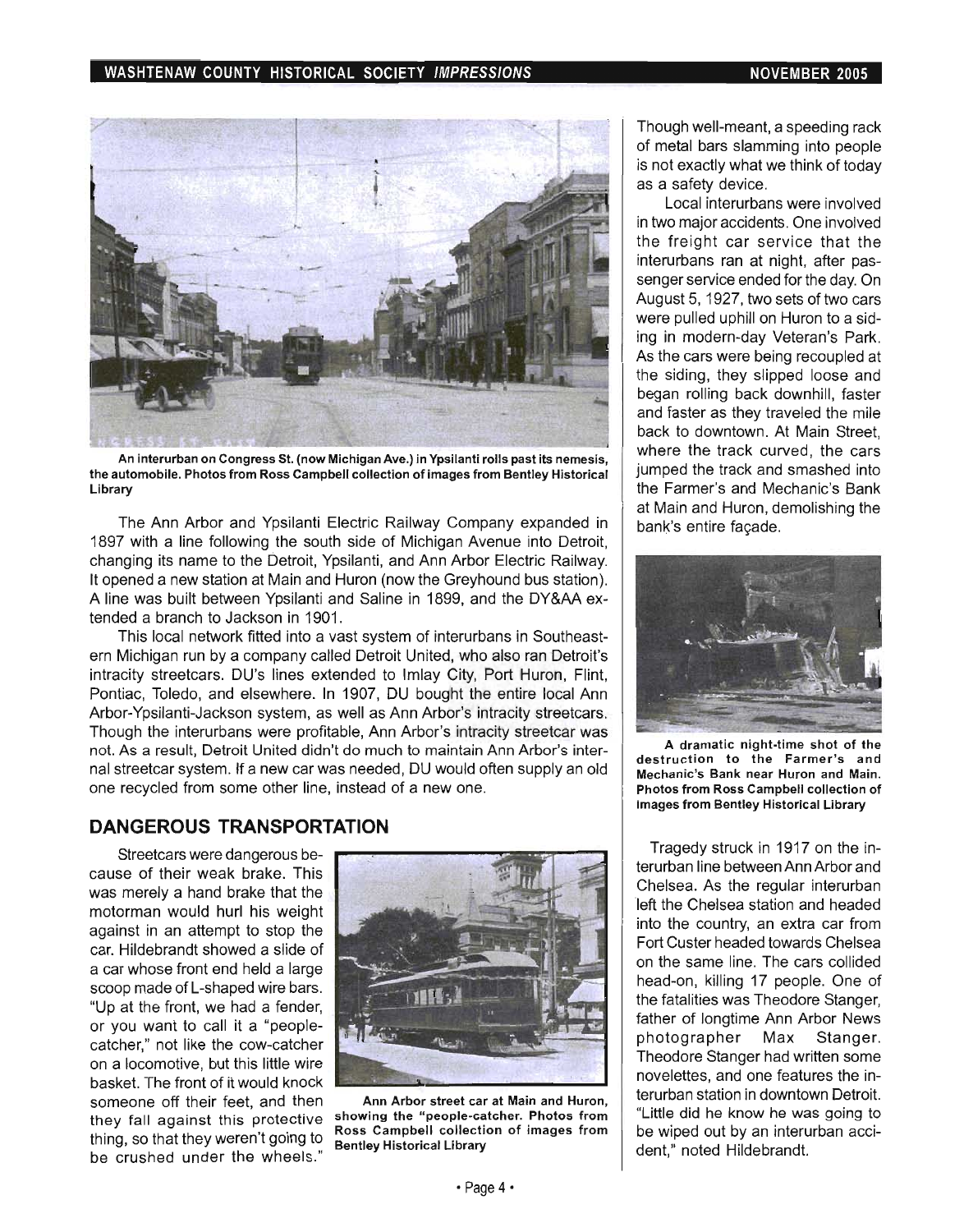An interurban on Congress St. (now Michigan Ave.) in Ypsilanti rolls past its nemesis, the automobile. Photos from Ross Campbell collection of images from Bentley Historical Library

The Ann Arbor and Ypsilanti Electric Railway Company expanded in 1897 with a line following the south side of Michigan Avenue into Detroit, changing its name to the Detroit, Ypsilanti, and Ann Arbor Electric Railway. It opened a new station at Main and Huron (now the Greyhound bus station). A line was built between Ypsilanti and Saline in 1899, and the DY&AA extended a branch to Jackson in 1901.

This local network fitted into a vast system of interurbans in Southeastern Michigan run by a company called Detroit United, who also ran Detroit's intracity streetcars. DU's lines extended to Imlay City, Port Huron, Flint, Pontiac, Toledo, and elsewhere. In 1907, DU bought the entire local Ann Arbor-Ypsilanti-Jackson system, as well as Ann Arbor's intracity streetcars. Though the interurbans were profitable, Ann Arbor's intracity streetcar was not. As a result, Detroit United didn't do much to maintain Ann Arbor's internal streetcar system. If a new car was needed, DU would often supply an old one recycled from some other line, instead of a new one.

## DANGEROUS TRANSPORTATION

Streetcars were dangerous because of their weak brake. This was merely a hand brake that the motorman would hurl his weight against in an attempt to stop the car. Hildebrandt showed a slide of a car whose front end held a large scoop made of L-shaped wire bars. "Up at the front, we had a fender, or you want to call it a "people-catcher," not like the cow-catcher on a locomotive, but this little wire basket. The front of it would knock someone off their feet, and then they fall against this protective thing, so that they weren't going to be crushed under the wheels."

Ann Arbor street car at Main and Huron, showing the "people-catcher. Photos from Ross Campbell collection of images from Bentley Historical Library

Though well-meant, a speeding rack of metal bars slamming into people is not exactly what we think of today as a safety device.

Local interurbans were involved in two major accidents. One involved the freight car service that the interurbans ran at night, after passenger service ended for the day. On August 5, 1927, two sets of two cars were pulled uphill on Huron to a siding in modern-day Veteran's Park. As the cars were being recoupled at the siding, they slipped loose and began rolling back downhill, faster and faster as they traveled the mile back to downtown. At Main Street, where the track curved, the cars jumped the track and smashed into the Farmer's and Mechanic's Bank at Main and Huron, demolishing the bank's entire façade.

A dramatic night-time shot of the destruction to the Farmer's and Mechanic's Bank near Huron and Main. Photos from Ross Campbell collection of images from Bentley Historical Library

Tragedy struck in 1917 on the interurban line between Ann Arbor and Chelsea. As the regular interurban left the Chelsea station and headed into the country, an extra car from Fort Custer headed towards Chelsea on the same line. The cars collided head-on, killing 17 people. One of the fatalities was Theodore Stanger, father of longtime Ann Arbor News photographer Max Stanger. Theodore Stanger had written some novelettes, and one features the interurban station in downtown Detroit. "Little did he know he was going to be wiped out by an interurban accident," noted Hildebrandt.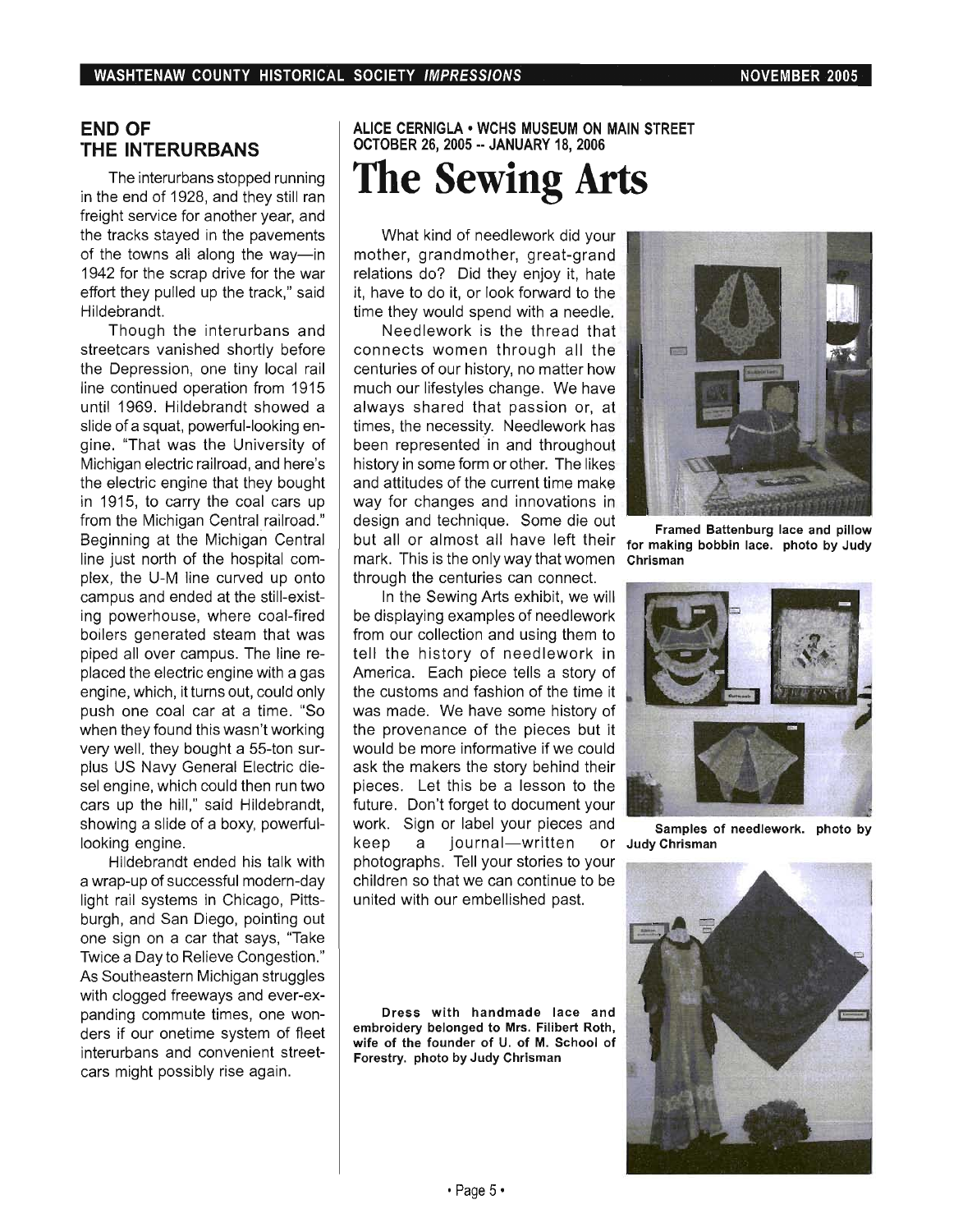## END OF THE INTERURBANS

The interurbans stopped running in the end of 1928, and they still ran freight service for another year, and the tracks stayed in the pavements of the towns all along the way—in 1942 for the scrap drive for the war effort they pulled up the track," said Hildebrandt.

Though the interurbans and streetcars vanished shortly before the Depression, one tiny local rail line continued operation from 1915 until 1969. Hildebrandt showed a slide of a squat, powerful-looking engine. "That was the University of Michigan electric railroad, and here's the electric engine that they bought in 1915, to carry the coal cars up from the Michigan Central railroad." Beginning at the Michigan Central line just north of the hospital complex, the U-M line curved up onto campus and ended at the still-existing powerhouse, where coal-fired boilers generated steam that was piped all over campus. The line replaced the electric engine with a gas engine, which, it turns out, could only push one coal car at a time. "So when they found this wasn't working very well, they bought a 55-ton surplus US Navy General Electric diesel engine, which could then run two cars up the hill," said Hildebrandt, showing a slide of a boxy, powerful-looking engine.

Hildebrandt ended his talk with a wrap-up of successful modern-day light rail systems in Chicago, Pittsburgh, and San Diego, pointing out one sign on a car that says, "Take Twice a Day to Relieve Congestion." As Southeastern Michigan struggles with clogged freeways and ever-expanding commute times, one wonders if our onetime system of fleet interurbans and convenient streetcars might possibly rise again.

**ALICE CERNIGLA • WCHS MUSEUM ON MAIN STREET**
**OCTOBER 26, 2005 -- JANUARY 18, 2006**

# The Sewing Arts

What kind of needlework did your mother, grandmother, great-grand relations do? Did they enjoy it, hate it, have to do it, or look forward to the time they would spend with a needle.

Needlework is the thread that connects women through all the centuries of our history, no matter how much our lifestyles change. We have always shared that passion or, at times, the necessity. Needlework has been represented in and throughout history in some form or other. The likes and attitudes of the current time make way for changes and innovations in design and technique. Some die out but all or almost all have left their mark. This is the only way that women through the centuries can connect.

In the Sewing Arts exhibit, we will be displaying examples of needlework from our collection and using them to tell the history of needlework in America. Each piece tells a story of the customs and fashion of the time it was made. We have some history of the provenance of the pieces but it would be more informative if we could ask the makers the story behind their pieces. Let this be a lesson to the future. Don't forget to document your work. Sign or label your pieces and keep a journal—written or photographs. Tell your stories to your children so that we can continue to be united with our embellished past.

**Framed Battenburg lace and pillow for making bobbin lace. photo by Judy Chrisman**

**Samples of needlework. photo by Judy Chrisman**

**Dress with handmade lace and embroidery belonged to Mrs. Filibert Roth, wife of the founder of U. of M. School of Forestry. photo by Judy Chrisman**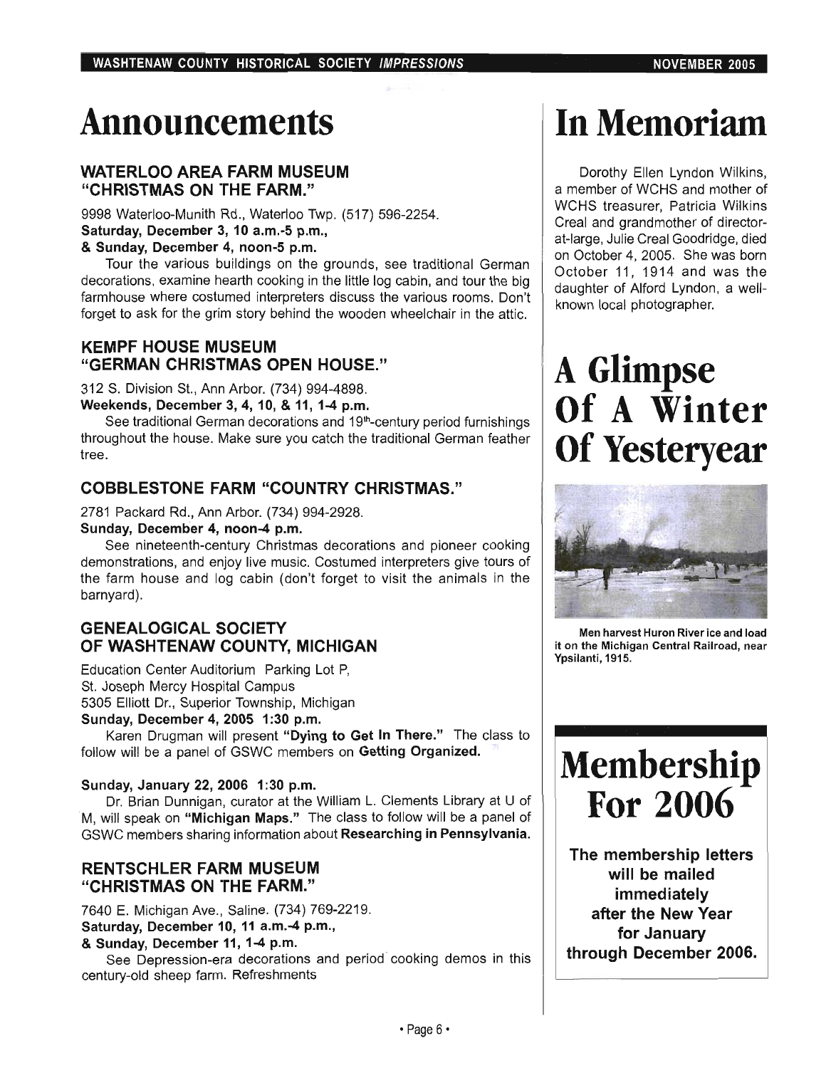# Announcements

### WATERLOO AREA FARM MUSEUM "CHRISTMAS ON THE FARM."

9998 Waterloo-Munith Rd., Waterloo Twp. (517) 596-2254.
**Saturday, December 3, 10 a.m.-5 p.m.,**
**& Sunday, December 4, noon-5 p.m.**

Tour the various buildings on the grounds, see traditional German decorations, examine hearth cooking in the little log cabin, and tour the big farmhouse where costumed interpreters discuss the various rooms. Don't forget to ask for the grim story behind the wooden wheelchair in the attic.

### KEMPF HOUSE MUSEUM "GERMAN CHRISTMAS OPEN HOUSE."

312 S. Division St., Ann Arbor. (734) 994-4898.
**Weekends, December 3, 4, 10, & 11, 1-4 p.m.**

See traditional German decorations and 19th-century period furnishings throughout the house. Make sure you catch the traditional German feather tree.

### COBBLESTONE FARM "COUNTRY CHRISTMAS."

2781 Packard Rd., Ann Arbor. (734) 994-2928.
**Sunday, December 4, noon-4 p.m.**

See nineteenth-century Christmas decorations and pioneer cooking demonstrations, and enjoy live music. Costumed interpreters give tours of the farm house and log cabin (don't forget to visit the animals in the barnyard).

### GENEALOGICAL SOCIETY OF WASHTENAW COUNTY, MICHIGAN

Education Center Auditorium Parking Lot P,
St. Joseph Mercy Hospital Campus
5305 Elliott Dr., Superior Township, Michigan
**Sunday, December 4, 2005 1:30 p.m.**

Karen Drugman will present **"Dying to Get In There."** The class to follow will be a panel of GSWC members on **Getting Organized.**

**Sunday, January 22, 2006 1:30 p.m.**

Dr. Brian Dunnigan, curator at the William L. Clements Library at U of M, will speak on **"Michigan Maps."** The class to follow will be a panel of GSWC members sharing information about **Researching in Pennsylvania.**

### RENTSCHLER FARM MUSEUM "CHRISTMAS ON THE FARM."

7640 E. Michigan Ave., Saline. (734) 769-2219.
**Saturday, December 10, 11 a.m.-4 p.m.,**
**& Sunday, December 11, 1-4 p.m.**

See Depression-era decorations and period cooking demos in this century-old sheep farm. Refreshments

# In Memoriam

Dorothy Ellen Lyndon Wilkins, a member of WCHS and mother of WCHS treasurer, Patricia Wilkins Creal and grandmother of director-at-large, Julie Creal Goodridge, died on October 4, 2005. She was born October 11, 1914 and was the daughter of Alford Lyndon, a well-known local photographer.

# A Glimpse Of A Winter Of Yesteryear

**Men harvest Huron River ice and load it on the Michigan Central Railroad, near Ypsilanti, 1915.**

# Membership For 2006

**The membership letters will be mailed immediately after the New Year for January through December 2006.**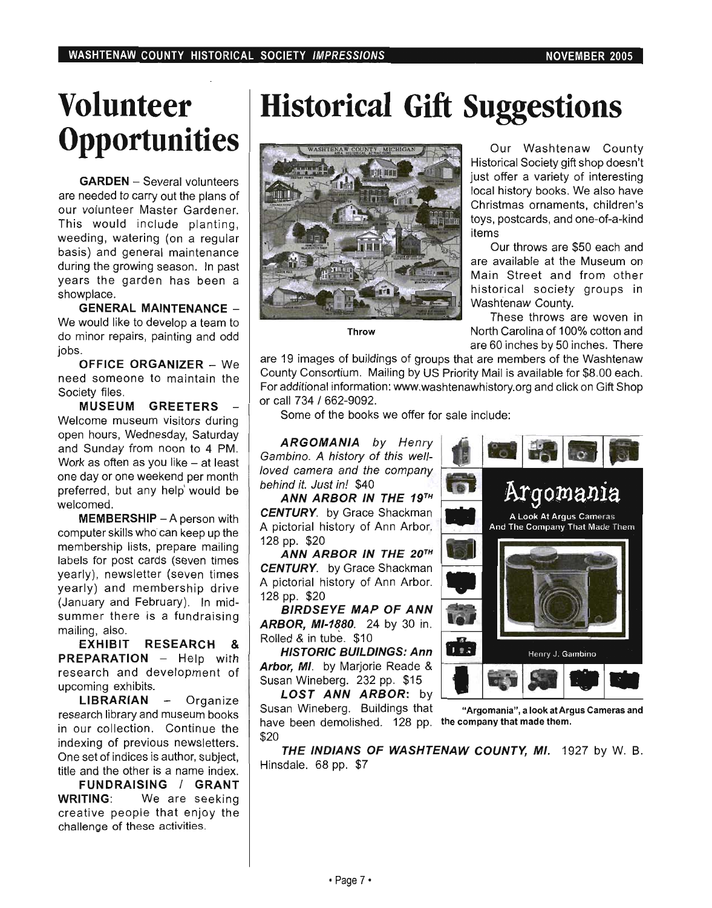# Volunteer Opportunities

**GARDEN** – Several volunteers are needed to carry out the plans of our volunteer Master Gardener. This would include planting, weeding, watering (on a regular basis) and general maintenance during the growing season. In past years the garden has been a showplace.

**GENERAL MAINTENANCE** – We would like to develop a team to do minor repairs, painting and odd jobs.

**OFFICE ORGANIZER** – We need someone to maintain the Society files.

**MUSEUM GREETERS** – Welcome museum visitors during open hours, Wednesday, Saturday and Sunday from noon to 4 PM. Work as often as you like – at least one day or one weekend per month preferred, but any help would be welcomed.

**MEMBERSHIP** – A person with computer skills who can keep up the membership lists, prepare mailing labels for post cards (seven times yearly), newsletter (seven times yearly) and membership drive (January and February). In mid-summer there is a fundraising mailing, also.

**EXHIBIT RESEARCH & PREPARATION** – Help with research and development of upcoming exhibits.

**LIBRARIAN** – Organize research library and museum books in our collection. Continue the indexing of previous newsletters. One set of indices is author, subject, title and the other is a name index.

**FUNDRAISING / GRANT WRITING**: We are seeking creative people that enjoy the challenge of these activities.

# Historical Gift Suggestions

Throw

Our Washtenaw County Historical Society gift shop doesn't just offer a variety of interesting local history books. We also have Christmas ornaments, children's toys, postcards, and one-of-a-kind items

Our throws are $50 each and are available at the Museum on Main Street and from other historical society groups in Washtenaw County.

These throws are woven in North Carolina of 100% cotton and are 60 inches by 50 inches. There are 19 images of buildings of groups that are members of the Washtenaw County Consortium. Mailing by US Priority Mail is available for $8.00 each. For additional information: www.washtenawhistory.org and click on Gift Shop or call 734 / 662-9092.

Some of the books we offer for sale include:

***ARGOMANIA*** *by Henry Gambino. A history of this well-loved camera and the company behind it. Just in!* $40

***ANN ARBOR IN THE 19TH CENTURY***. by Grace Shackman A pictorial history of Ann Arbor. 128 pp. $20

***ANN ARBOR IN THE 20TH CENTURY***. by Grace Shackman A pictorial history of Ann Arbor. 128 pp. $20

***BIRDSEYE MAP OF ANN ARBOR, MI-1880.*** 24 by 30 in. Rolled & in tube. $10

***HISTORIC BUILDINGS: Ann Arbor, MI***. by Marjorie Reade & Susan Wineberg. 232 pp. $15

***LOST ANN ARBOR***: by Susan Wineberg. Buildings that have been demolished. 128 pp. $20

"Argomania", a look at Argus Cameras and the company that made them.

***THE INDIANS OF WASHTENAW COUNTY, MI.*** 1927 by W. B. Hinsdale. 68 pp. $7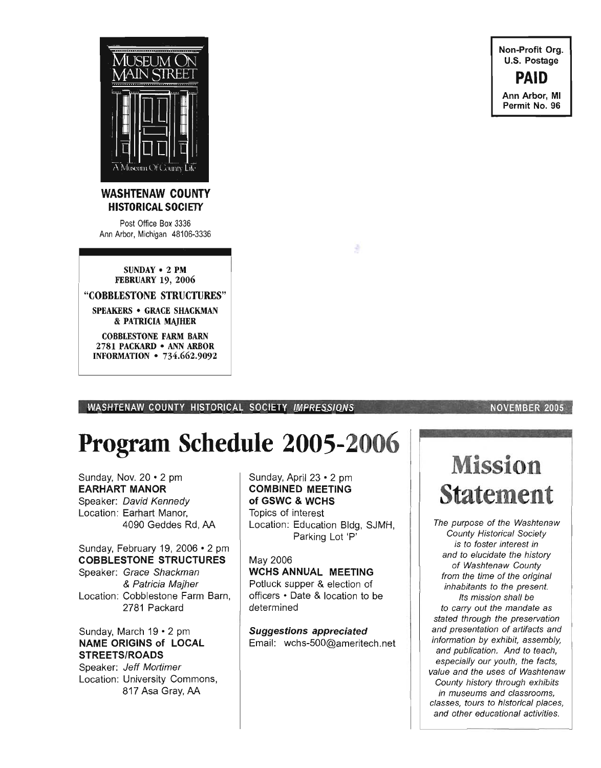MUSEUM ON MAIN STREET

A Museum Of County Life

**WASHTENAW COUNTY HISTORICAL SOCIETY**

Post Office Box 3336
Ann Arbor, Michigan 48106-3336

Non-Profit Org.
U.S. Postage
**PAID**
Ann Arbor, MI
Permit No. 96

**SUNDAY • 2 PM**
**FEBRUARY 19, 2006**

**"COBBLESTONE STRUCTURES"**

**SPEAKERS • GRACE SHACKMAN & PATRICIA MAJHER**

**COBBLESTONE FARM BARN**
**2781 PACKARD • ANN ARBOR**
**INFORMATION • 734.662.9092**

WASHTENAW COUNTY HISTORICAL SOCIETY *IMPRESSIONS* — NOVEMBER 2005

# Program Schedule 2005-2006

Sunday, Nov. 20 • 2 pm
**EARHART MANOR**
Speaker: *David Kennedy*
Location: Earhart Manor, 4090 Geddes Rd, AA

Sunday, February 19, 2006 • 2 pm
**COBBLESTONE STRUCTURES**
Speaker: *Grace Shackman & Patricia Majher*
Location: Cobblestone Farm Barn, 2781 Packard

Sunday, March 19 • 2 pm
**NAME ORIGINS of LOCAL STREETS/ROADS**
Speaker: *Jeff Mortimer*
Location: University Commons, 817 Asa Gray, AA

Sunday, April 23 • 2 pm
**COMBINED MEETING of GSWC & WCHS**
Topics of interest
Location: Education Bldg, SJMH, Parking Lot 'P'

May 2006
**WCHS ANNUAL MEETING**
Potluck supper & election of officers • Date & location to be determined

***Suggestions appreciated***
Email: wchs-500@ameritech.net

# Mission Statement

*The purpose of the Washtenaw County Historical Society is to foster interest in and to elucidate the history of Washtenaw County from the time of the original inhabitants to the present. Its mission shall be to carry out the mandate as stated through the preservation and presentation of artifacts and information by exhibit, assembly, and publication. And to teach, especially our youth, the facts, value and the uses of Washtenaw County history through exhibits in museums and classrooms, classes, tours to historical places, and other educational activities.*